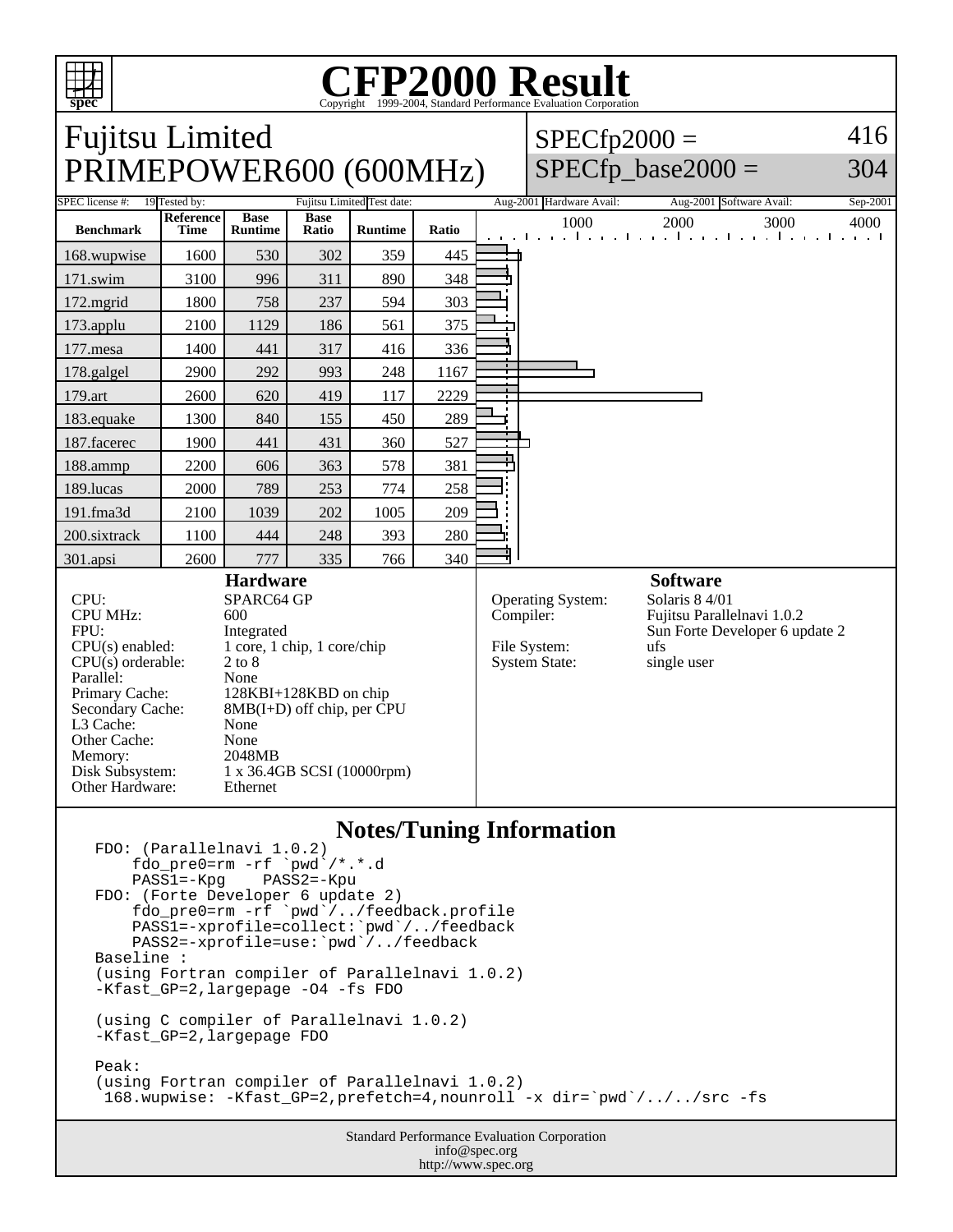# CFP2000 Result

Copyright 1999-2004, Standard Performance Evaluation Corporation

## Fujitsu Limited
## PRIMEPOWER600 (600MHz)

SPECfp2000 = 416
SPECfp_base2000 = 304

| SPEC license #: | 19 | Tested by: | Fujitsu Limited | Test date: | Aug-2001 | Hardware Avail: | Aug-2001 | Software Avail: | Sep-2001 |
|---|---|---|---|---|---|---|---|---|---|

| Benchmark | Reference Time | Base Runtime | Base Ratio | Runtime | Ratio |
|---|---|---|---|---|---|
| 168.wupwise | 1600 | 530 | 302 | 359 | 445 |
| 171.swim | 3100 | 996 | 311 | 890 | 348 |
| 172.mgrid | 1800 | 758 | 237 | 594 | 303 |
| 173.applu | 2100 | 1129 | 186 | 561 | 375 |
| 177.mesa | 1400 | 441 | 317 | 416 | 336 |
| 178.galgel | 2900 | 292 | 993 | 248 | 1167 |
| 179.art | 2600 | 620 | 419 | 117 | 2229 |
| 183.equake | 1300 | 840 | 155 | 450 | 289 |
| 187.facerec | 1900 | 441 | 431 | 360 | 527 |
| 188.ammp | 2200 | 606 | 363 | 578 | 381 |
| 189.lucas | 2000 | 789 | 253 | 774 | 258 |
| 191.fma3d | 2100 | 1039 | 202 | 1005 | 209 |
| 200.sixtrack | 1100 | 444 | 248 | 393 | 280 |
| 301.apsi | 2600 | 777 | 335 | 766 | 340 |

### Hardware

| | |
|---|---|
| CPU: | SPARC64 GP |
| CPU MHz: | 600 |
| FPU: | Integrated |
| CPU(s) enabled: | 1 core, 1 chip, 1 core/chip |
| CPU(s) orderable: | 2 to 8 |
| Parallel: | None |
| Primary Cache: | 128KBI+128KBD on chip |
| Secondary Cache: | 8MB(I+D) off chip, per CPU |
| L3 Cache: | None |
| Other Cache: | None |
| Memory: | 2048MB |
| Disk Subsystem: | 1 x 36.4GB SCSI (10000rpm) |
| Other Hardware: | Ethernet |

### Software

| | |
|---|---|
| Operating System: | Solaris 8 4/01 |
| Compiler: | Fujitsu Parallelnavi 1.0.2<br>Sun Forte Developer 6 update 2 |
| File System: | ufs |
| System State: | single user |

### Notes/Tuning Information

```
FDO: (Parallelnavi 1.0.2)
    fdo_pre0=rm -rf `pwd`/*.*.d
    PASS1=-Kpg    PASS2=-Kpu
FDO: (Forte Developer 6 update 2)
    fdo_pre0=rm -rf `pwd`/../feedback.profile
    PASS1=-xprofile=collect:`pwd`/../feedback
    PASS2=-xprofile=use:`pwd`/../feedback
Baseline :
(using Fortran compiler of Parallelnavi 1.0.2)
-Kfast_GP=2,largepage -O4 -fs FDO

(using C compiler of Parallelnavi 1.0.2)
-Kfast_GP=2,largepage FDO

Peak:
(using Fortran compiler of Parallelnavi 1.0.2)
 168.wupwise: -Kfast_GP=2,prefetch=4,nounroll -x dir=`pwd`/../../src -fs
```

Standard Performance Evaluation Corporation
info@spec.org
http://www.spec.org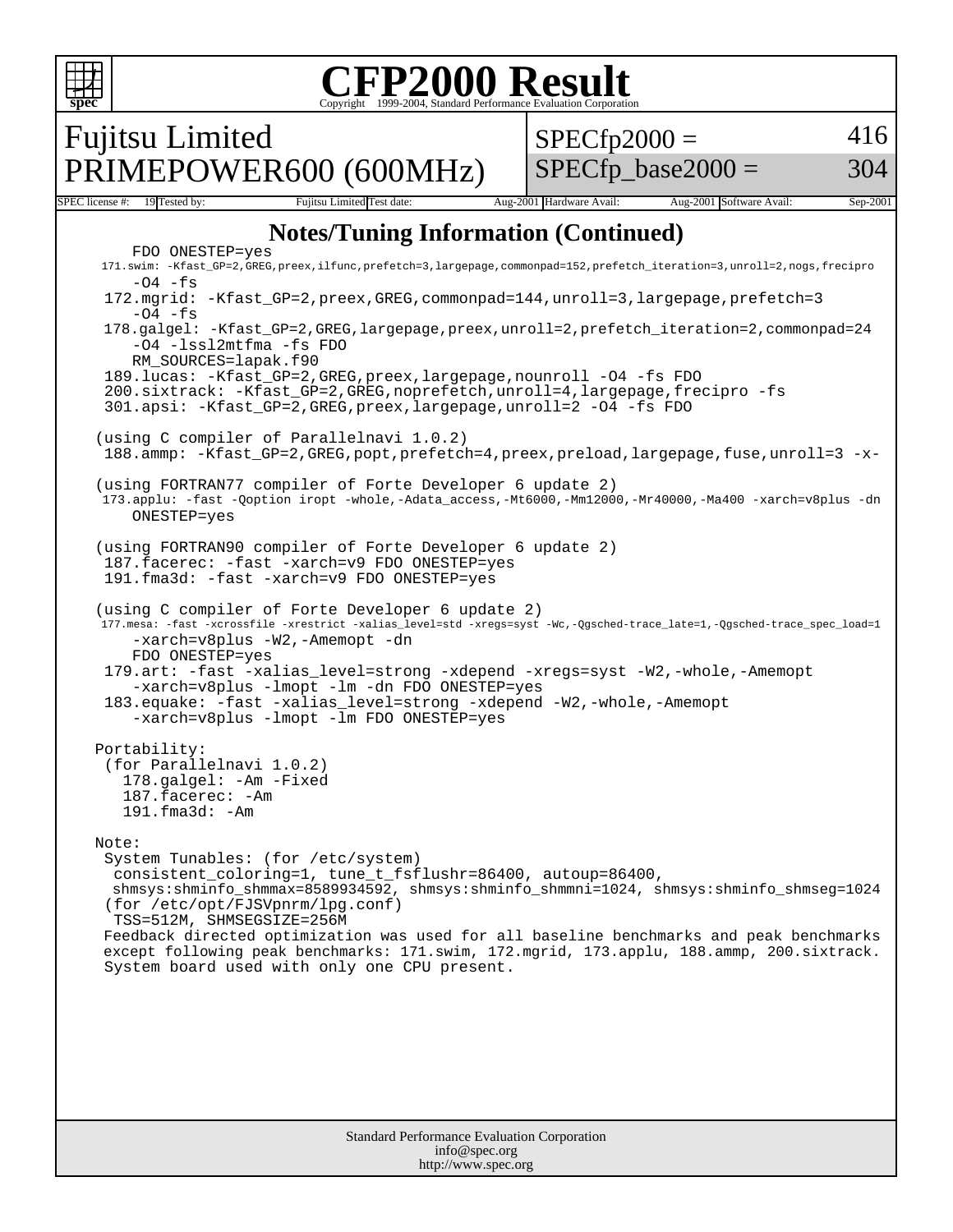# CFP2000 Result

Copyright 1999-2004, Standard Performance Evaluation Corporation

Fujitsu Limited
PRIMEPOWER600 (600MHz)

SPECfp2000 = 416
SPECfp_base2000 = 304

SPEC license #: 19 Tested by: Fujitsu Limited Test date: Aug-2001 Hardware Avail: Aug-2001 Software Avail: Sep-2001

## Notes/Tuning Information (Continued)

```
        FDO ONESTEP=yes
     171.swim: -Kfast_GP=2,GREG,preex,ilfunc,prefetch=3,largepage,commonpad=152,prefetch_iteration=3,unroll=2,nogs,frecipro
        -O4 -fs
     172.mgrid: -Kfast_GP=2,preex,GREG,commonpad=144,unroll=3,largepage,prefetch=3
        -O4 -fs
     178.galgel: -Kfast_GP=2,GREG,largepage,preex,unroll=2,prefetch_iteration=2,commonpad=24
        -O4 -lssl2mtfma -fs FDO
        RM_SOURCES=lapak.f90
     189.lucas: -Kfast_GP=2,GREG,preex,largepage,nounroll -O4 -fs FDO
     200.sixtrack: -Kfast_GP=2,GREG,noprefetch,unroll=4,largepage,frecipro -fs
     301.apsi: -Kfast_GP=2,GREG,preex,largepage,unroll=2 -O4 -fs FDO

    (using C compiler of Parallelnavi 1.0.2)
     188.ammp: -Kfast_GP=2,GREG,popt,prefetch=4,preex,preload,largepage,fuse,unroll=3 -x-

    (using FORTRAN77 compiler of Forte Developer 6 update 2)
     173.applu: -fast -Qoption iropt -whole,-Adata_access,-Mt6000,-Mm12000,-Mr40000,-Ma400 -xarch=v8plus -dn
        ONESTEP=yes

    (using FORTRAN90 compiler of Forte Developer 6 update 2)
     187.facerec: -fast -xarch=v9 FDO ONESTEP=yes
     191.fma3d: -fast -xarch=v9 FDO ONESTEP=yes

    (using C compiler of Forte Developer 6 update 2)
     177.mesa: -fast -xcrossfile -xrestrict -xalias_level=std -xregs=syst -Wc,-Qgsched-trace_late=1,-Qgsched-trace_spec_load=1
        -xarch=v8plus -W2,-Amemopt -dn
        FDO ONESTEP=yes
     179.art: -fast -xalias_level=strong -xdepend -xregs=syst -W2,-whole,-Amemopt
        -xarch=v8plus -lmopt -lm -dn FDO ONESTEP=yes
     183.equake: -fast -xalias_level=strong -xdepend -W2,-whole,-Amemopt
        -xarch=v8plus -lmopt -lm FDO ONESTEP=yes

    Portability:
     (for Parallelnavi 1.0.2)
       178.galgel: -Am -Fixed
       187.facerec: -Am
       191.fma3d: -Am

    Note:
     System Tunables: (for /etc/system)
      consistent_coloring=1, tune_t_fsflushr=86400, autoup=86400,
      shmsys:shminfo_shmmax=8589934592, shmsys:shminfo_shmmni=1024, shmsys:shminfo_shmseg=1024
     (for /etc/opt/FJSVpnrm/lpg.conf)
      TSS=512M, SHMSEGSIZE=256M
     Feedback directed optimization was used for all baseline benchmarks and peak benchmarks
     except following peak benchmarks: 171.swim, 172.mgrid, 173.applu, 188.ammp, 200.sixtrack.
     System board used with only one CPU present.
```

Standard Performance Evaluation Corporation
info@spec.org
http://www.spec.org